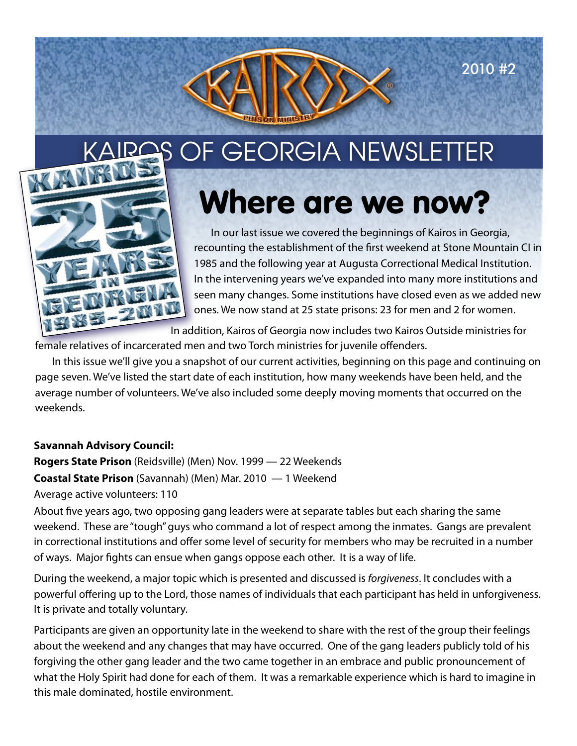KAIROS PRISON MINISTRY

2010 #2

# KAIROS OF GEORGIA NEWSLETTER

KAIROS 25 YEARS IN GEORGIA 1985-2010

## Where are we now?

In our last issue we covered the beginnings of Kairos in Georgia, recounting the establishment of the first weekend at Stone Mountain CI in 1985 and the following year at Augusta Correctional Medical Institution. In the intervening years we've expanded into many more institutions and seen many changes. Some institutions have closed even as we added new ones. We now stand at 25 state prisons: 23 for men and 2 for women.

In addition, Kairos of Georgia now includes two Kairos Outside ministries for female relatives of incarcerated men and two Torch ministries for juvenile offenders.

In this issue we'll give you a snapshot of our current activities, beginning on this page and continuing on page seven. We've listed the start date of each institution, how many weekends have been held, and the average number of volunteers. We've also included some deeply moving moments that occurred on the weekends.

**Savannah Advisory Council:**

**Rogers State Prison** (Reidsville) (Men) Nov. 1999 — 22 Weekends

**Coastal State Prison** (Savannah) (Men) Mar. 2010 — 1 Weekend

Average active volunteers: 110

About five years ago, two opposing gang leaders were at separate tables but each sharing the same weekend. These are "tough" guys who command a lot of respect among the inmates. Gangs are prevalent in correctional institutions and offer some level of security for members who may be recruited in a number of ways. Major fights can ensue when gangs oppose each other. It is a way of life.

During the weekend, a major topic which is presented and discussed is *forgiveness*. It concludes with a powerful offering up to the Lord, those names of individuals that each participant has held in unforgiveness. It is private and totally voluntary.

Participants are given an opportunity late in the weekend to share with the rest of the group their feelings about the weekend and any changes that may have occurred. One of the gang leaders publicly told of his forgiving the other gang leader and the two came together in an embrace and public pronouncement of what the Holy Spirit had done for each of them. It was a remarkable experience which is hard to imagine in this male dominated, hostile environment.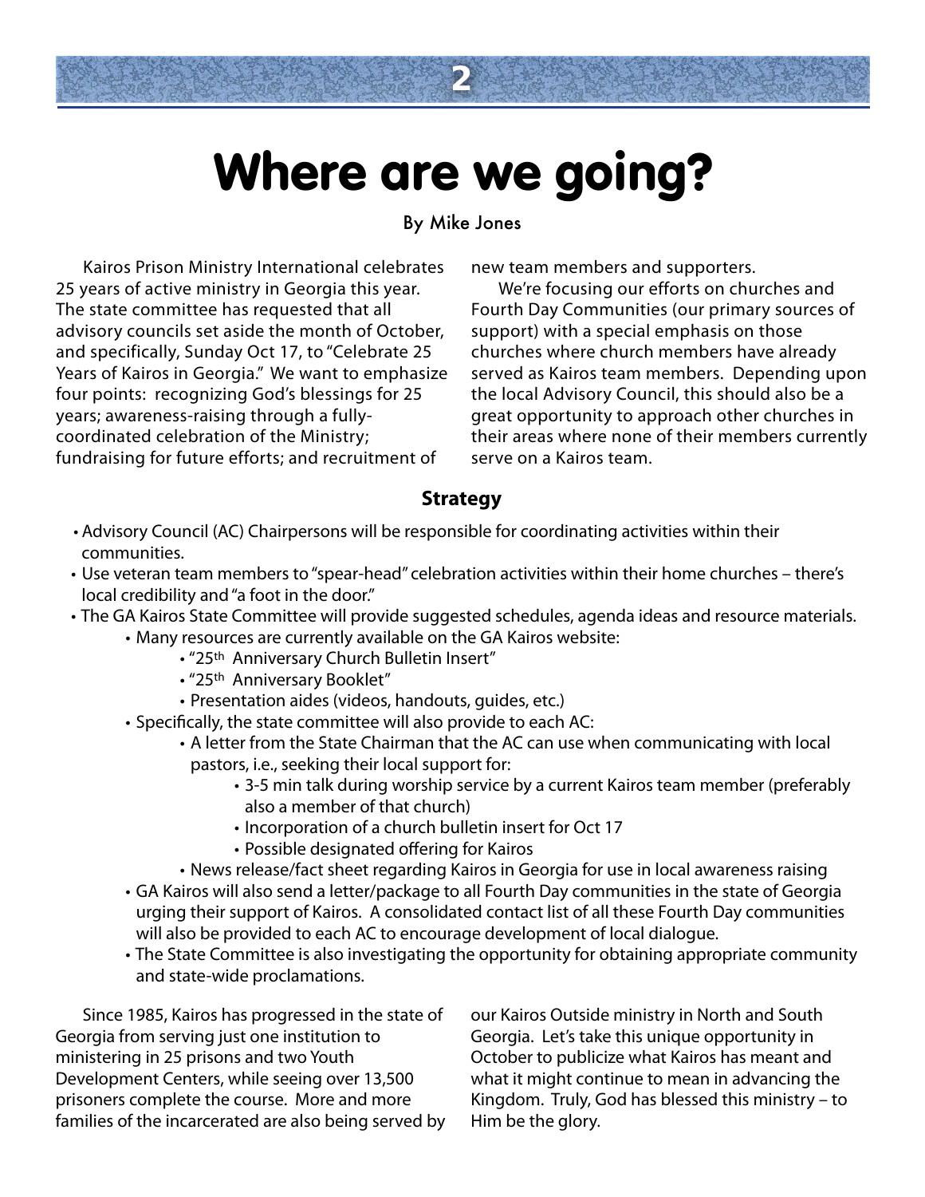# Where are we going?

By Mike Jones

Kairos Prison Ministry International celebrates 25 years of active ministry in Georgia this year. The state committee has requested that all advisory councils set aside the month of October, and specifically, Sunday Oct 17, to "Celebrate 25 Years of Kairos in Georgia." We want to emphasize four points: recognizing God's blessings for 25 years; awareness-raising through a fully-coordinated celebration of the Ministry; fundraising for future efforts; and recruitment of new team members and supporters.

We're focusing our efforts on churches and Fourth Day Communities (our primary sources of support) with a special emphasis on those churches where church members have already served as Kairos team members. Depending upon the local Advisory Council, this should also be a great opportunity to approach other churches in their areas where none of their members currently serve on a Kairos team.

### Strategy

- Advisory Council (AC) Chairpersons will be responsible for coordinating activities within their communities.
- Use veteran team members to "spear-head" celebration activities within their home churches – there's local credibility and "a foot in the door."
- The GA Kairos State Committee will provide suggested schedules, agenda ideas and resource materials.
  - Many resources are currently available on the GA Kairos website:
    - "25th Anniversary Church Bulletin Insert"
    - "25th Anniversary Booklet"
    - Presentation aides (videos, handouts, guides, etc.)
  - Specifically, the state committee will also provide to each AC:
    - A letter from the State Chairman that the AC can use when communicating with local pastors, i.e., seeking their local support for:
      - 3-5 min talk during worship service by a current Kairos team member (preferably also a member of that church)
      - Incorporation of a church bulletin insert for Oct 17
      - Possible designated offering for Kairos
    - News release/fact sheet regarding Kairos in Georgia for use in local awareness raising
  - GA Kairos will also send a letter/package to all Fourth Day communities in the state of Georgia urging their support of Kairos. A consolidated contact list of all these Fourth Day communities will also be provided to each AC to encourage development of local dialogue.
  - The State Committee is also investigating the opportunity for obtaining appropriate community and state-wide proclamations.

Since 1985, Kairos has progressed in the state of Georgia from serving just one institution to ministering in 25 prisons and two Youth Development Centers, while seeing over 13,500 prisoners complete the course. More and more families of the incarcerated are also being served by our Kairos Outside ministry in North and South Georgia. Let's take this unique opportunity in October to publicize what Kairos has meant and what it might continue to mean in advancing the Kingdom. Truly, God has blessed this ministry – to Him be the glory.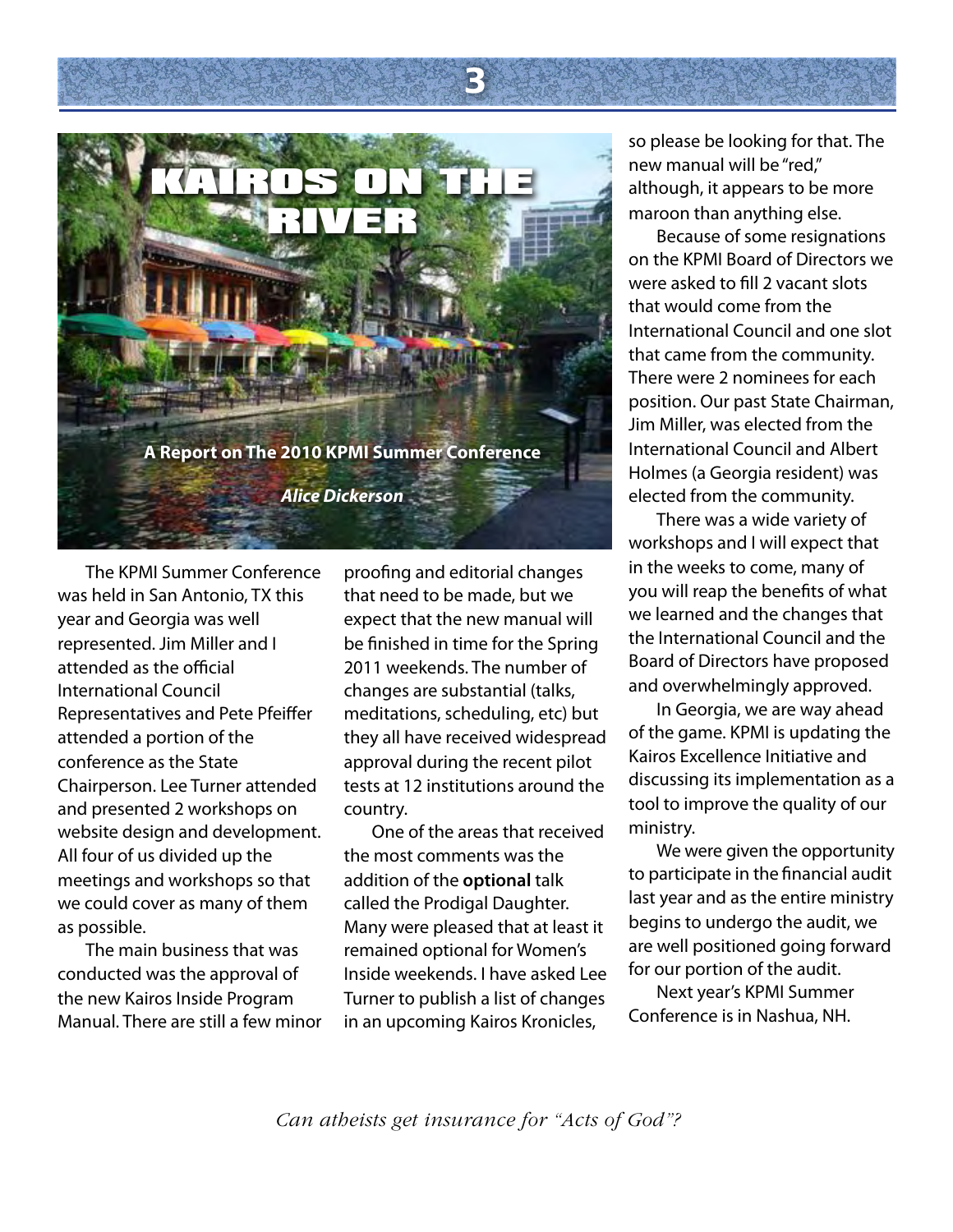# KAIROS ON THE RIVER

**A Report on The 2010 KPMI Summer Conference**

***Alice Dickerson***

The KPMI Summer Conference was held in San Antonio, TX this year and Georgia was well represented. Jim Miller and I attended as the official International Council Representatives and Pete Pfeiffer attended a portion of the conference as the State Chairperson. Lee Turner attended and presented 2 workshops on website design and development. All four of us divided up the meetings and workshops so that we could cover as many of them as possible.

The main business that was conducted was the approval of the new Kairos Inside Program Manual. There are still a few minor proofing and editorial changes that need to be made, but we expect that the new manual will be finished in time for the Spring 2011 weekends. The number of changes are substantial (talks, meditations, scheduling, etc) but they all have received widespread approval during the recent pilot tests at 12 institutions around the country.

One of the areas that received the most comments was the addition of the **optional** talk called the Prodigal Daughter. Many were pleased that at least it remained optional for Women's Inside weekends. I have asked Lee Turner to publish a list of changes in an upcoming Kairos Kronicles, so please be looking for that. The new manual will be "red," although, it appears to be more maroon than anything else.

Because of some resignations on the KPMI Board of Directors we were asked to fill 2 vacant slots that would come from the International Council and one slot that came from the community. There were 2 nominees for each position. Our past State Chairman, Jim Miller, was elected from the International Council and Albert Holmes (a Georgia resident) was elected from the community.

There was a wide variety of workshops and I will expect that in the weeks to come, many of you will reap the benefits of what we learned and the changes that the International Council and the Board of Directors have proposed and overwhelmingly approved.

In Georgia, we are way ahead of the game. KPMI is updating the Kairos Excellence Initiative and discussing its implementation as a tool to improve the quality of our ministry.

We were given the opportunity to participate in the financial audit last year and as the entire ministry begins to undergo the audit, we are well positioned going forward for our portion of the audit.

Next year's KPMI Summer Conference is in Nashua, NH.

*Can atheists get insurance for "Acts of God"?*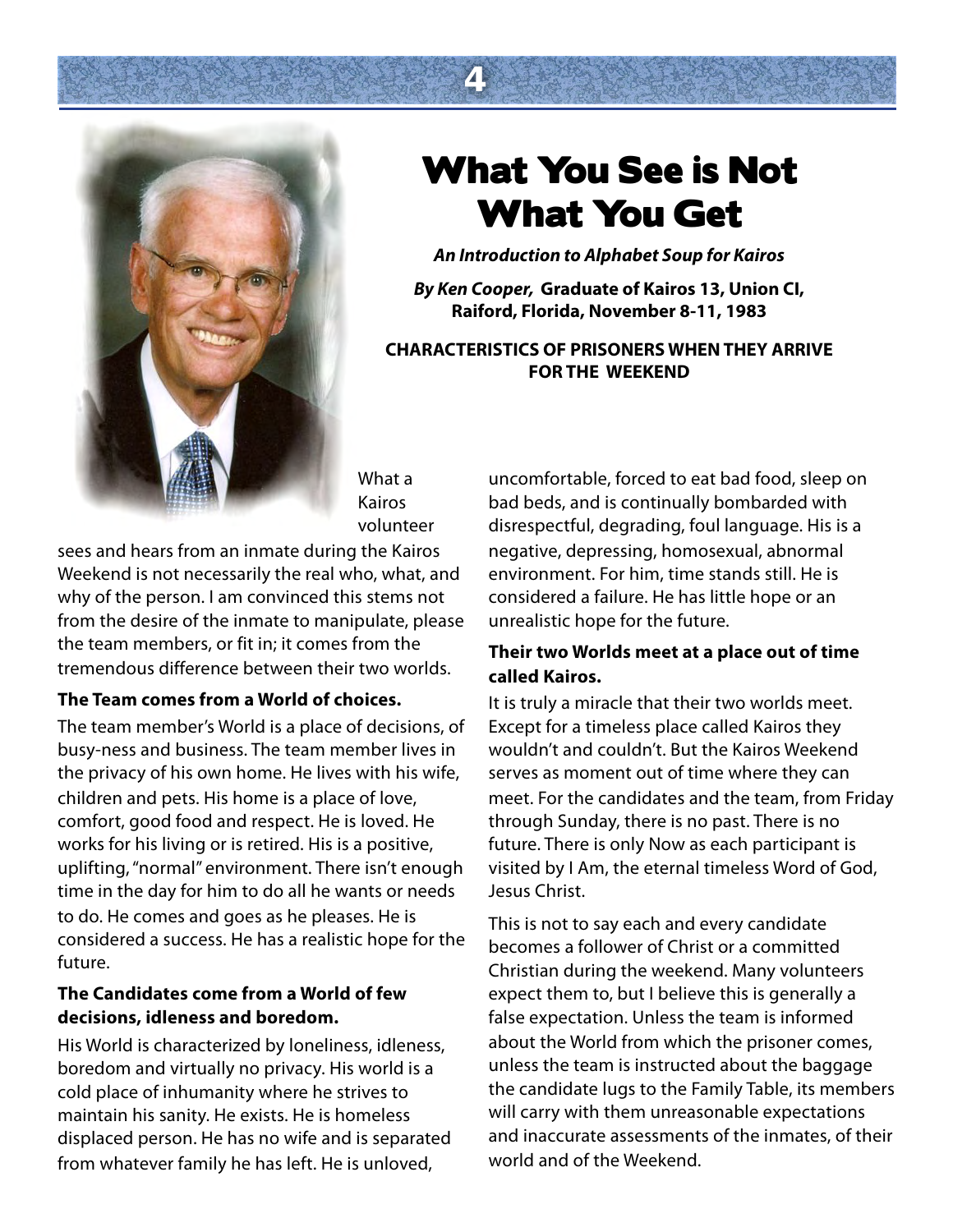# What You See is Not What You Get

***An Introduction to Alphabet Soup for Kairos***

***By Ken Cooper,* Graduate of Kairos 13, Union CI, Raiford, Florida, November 8-11, 1983**

**CHARACTERISTICS OF PRISONERS WHEN THEY ARRIVE FOR THE WEEKEND**

What a Kairos volunteer sees and hears from an inmate during the Kairos Weekend is not necessarily the real who, what, and why of the person. I am convinced this stems not from the desire of the inmate to manipulate, please the team members, or fit in; it comes from the tremendous difference between their two worlds.

**The Team comes from a World of choices.**

The team member's World is a place of decisions, of busy-ness and business. The team member lives in the privacy of his own home. He lives with his wife, children and pets. His home is a place of love, comfort, good food and respect. He is loved. He works for his living or is retired. His is a positive, uplifting, "normal" environment. There isn't enough time in the day for him to do all he wants or needs to do. He comes and goes as he pleases. He is considered a success. He has a realistic hope for the future.

**The Candidates come from a World of few decisions, idleness and boredom.**

His World is characterized by loneliness, idleness, boredom and virtually no privacy. His world is a cold place of inhumanity where he strives to maintain his sanity. He exists. He is homeless displaced person. He has no wife and is separated from whatever family he has left. He is unloved, uncomfortable, forced to eat bad food, sleep on bad beds, and is continually bombarded with disrespectful, degrading, foul language. His is a negative, depressing, homosexual, abnormal environment. For him, time stands still. He is considered a failure. He has little hope or an unrealistic hope for the future.

**Their two Worlds meet at a place out of time called Kairos.**

It is truly a miracle that their two worlds meet. Except for a timeless place called Kairos they wouldn't and couldn't. But the Kairos Weekend serves as moment out of time where they can meet. For the candidates and the team, from Friday through Sunday, there is no past. There is no future. There is only Now as each participant is visited by I Am, the eternal timeless Word of God, Jesus Christ.

This is not to say each and every candidate becomes a follower of Christ or a committed Christian during the weekend. Many volunteers expect them to, but I believe this is generally a false expectation. Unless the team is informed about the World from which the prisoner comes, unless the team is instructed about the baggage the candidate lugs to the Family Table, its members will carry with them unreasonable expectations and inaccurate assessments of the inmates, of their world and of the Weekend.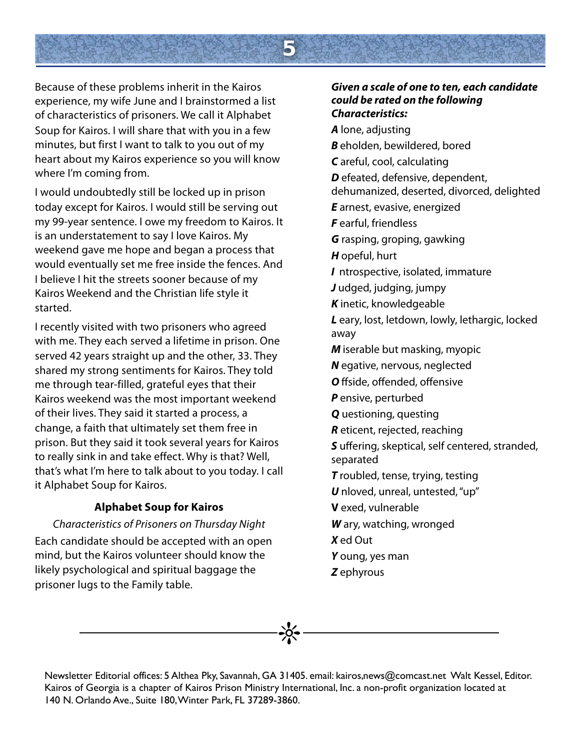Because of these problems inherit in the Kairos experience, my wife June and I brainstormed a list of characteristics of prisoners. We call it Alphabet Soup for Kairos. I will share that with you in a few minutes, but first I want to talk to you out of my heart about my Kairos experience so you will know where I'm coming from.

I would undoubtedly still be locked up in prison today except for Kairos. I would still be serving out my 99-year sentence. I owe my freedom to Kairos. It is an understatement to say I love Kairos. My weekend gave me hope and began a process that would eventually set me free inside the fences. And I believe I hit the streets sooner because of my Kairos Weekend and the Christian life style it started.

I recently visited with two prisoners who agreed with me. They each served a lifetime in prison. One served 42 years straight up and the other, 33. They shared my strong sentiments for Kairos. They told me through tear-filled, grateful eyes that their Kairos weekend was the most important weekend of their lives. They said it started a process, a change, a faith that ultimately set them free in prison. But they said it took several years for Kairos to really sink in and take effect. Why is that? Well, that's what I'm here to talk about to you today. I call it Alphabet Soup for Kairos.

### Alphabet Soup for Kairos

*Characteristics of Prisoners on Thursday Night*

Each candidate should be accepted with an open mind, but the Kairos volunteer should know the likely psychological and spiritual baggage the prisoner lugs to the Family table.

***Given a scale of one to ten, each candidate could be rated on the following Characteristics:***

***A*** lone, adjusting

***B*** eholden, bewildered, bored

***C*** areful, cool, calculating

***D*** efeated, defensive, dependent, dehumanized, deserted, divorced, delighted

***E*** arnest, evasive, energized

***F*** earful, friendless

***G*** rasping, groping, gawking

***H*** opeful, hurt

***I*** ntrospective, isolated, immature

***J*** udged, judging, jumpy

***K*** inetic, knowledgeable

***L*** eary, lost, letdown, lowly, lethargic, locked away

***M*** iserable but masking, myopic

***N*** egative, nervous, neglected

***O*** ffside, offended, offensive

***P*** ensive, perturbed

***Q*** uestioning, questing

***R*** eticent, rejected, reaching

***S*** uffering, skeptical, self centered, stranded, separated

***T*** roubled, tense, trying, testing

***U*** nloved, unreal, untested, "up"

**V** exed, vulnerable

***W*** ary, watching, wronged

***X*** ed Out

***Y*** oung, yes man

***Z*** ephyrous

---

Newsletter Editorial offices: 5 Althea Pky, Savannah, GA 31405. email: kairos,news@comcast.net Walt Kessel, Editor. Kairos of Georgia is a chapter of Kairos Prison Ministry International, Inc. a non-profit organization located at 140 N. Orlando Ave., Suite 180, Winter Park, FL 37289-3860.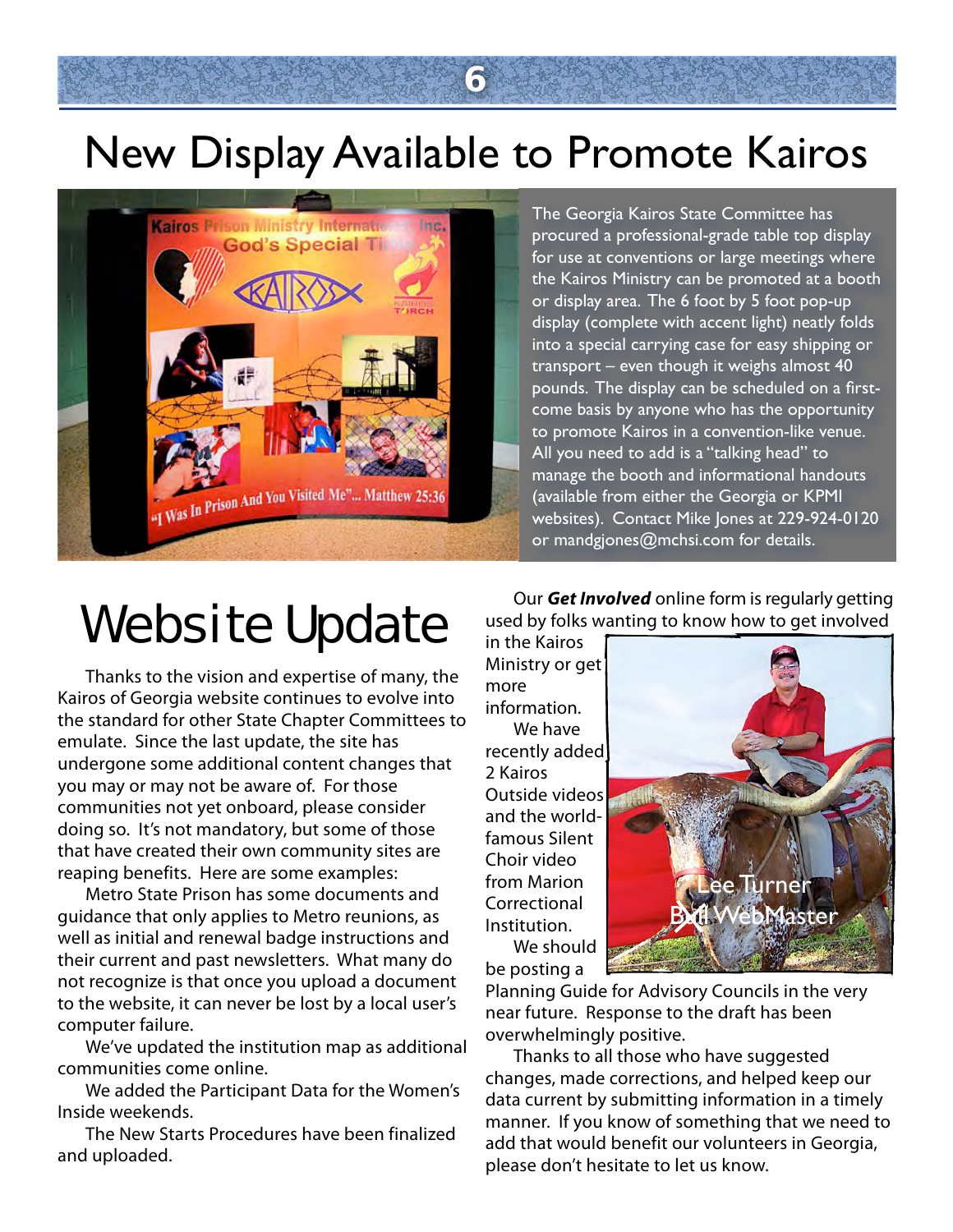# New Display Available to Promote Kairos

The Georgia Kairos State Committee has procured a professional-grade table top display for use at conventions or large meetings where the Kairos Ministry can be promoted at a booth or display area. The 6 foot by 5 foot pop-up display (complete with accent light) neatly folds into a special carrying case for easy shipping or transport – even though it weighs almost 40 pounds. The display can be scheduled on a first-come basis by anyone who has the opportunity to promote Kairos in a convention-like venue. All you need to add is a "talking head" to manage the booth and informational handouts (available from either the Georgia or KPMI websites). Contact Mike Jones at 229-924-0120 or mandgjones@mchsi.com for details.

# Website Update

Thanks to the vision and expertise of many, the Kairos of Georgia website continues to evolve into the standard for other State Chapter Committees to emulate. Since the last update, the site has undergone some additional content changes that you may or may not be aware of. For those communities not yet onboard, please consider doing so. It's not mandatory, but some of those that have created their own community sites are reaping benefits. Here are some examples:

Metro State Prison has some documents and guidance that only applies to Metro reunions, as well as initial and renewal badge instructions and their current and past newsletters. What many do not recognize is that once you upload a document to the website, it can never be lost by a local user's computer failure.

We've updated the institution map as additional communities come online.

We added the Participant Data for the Women's Inside weekends.

The New Starts Procedures have been finalized and uploaded.

Our ***Get Involved*** online form is regularly getting used by folks wanting to know how to get involved in the Kairos Ministry or get more information.

We have recently added 2 Kairos Outside videos and the world-famous Silent Choir video from Marion Correctional Institution.

We should be posting a Planning Guide for Advisory Councils in the very near future. Response to the draft has been overwhelmingly positive.

Thanks to all those who have suggested changes, made corrections, and helped keep our data current by submitting information in a timely manner. If you know of something that we need to add that would benefit our volunteers in Georgia, please don't hesitate to let us know.

Lee Turner
Bull WebMaster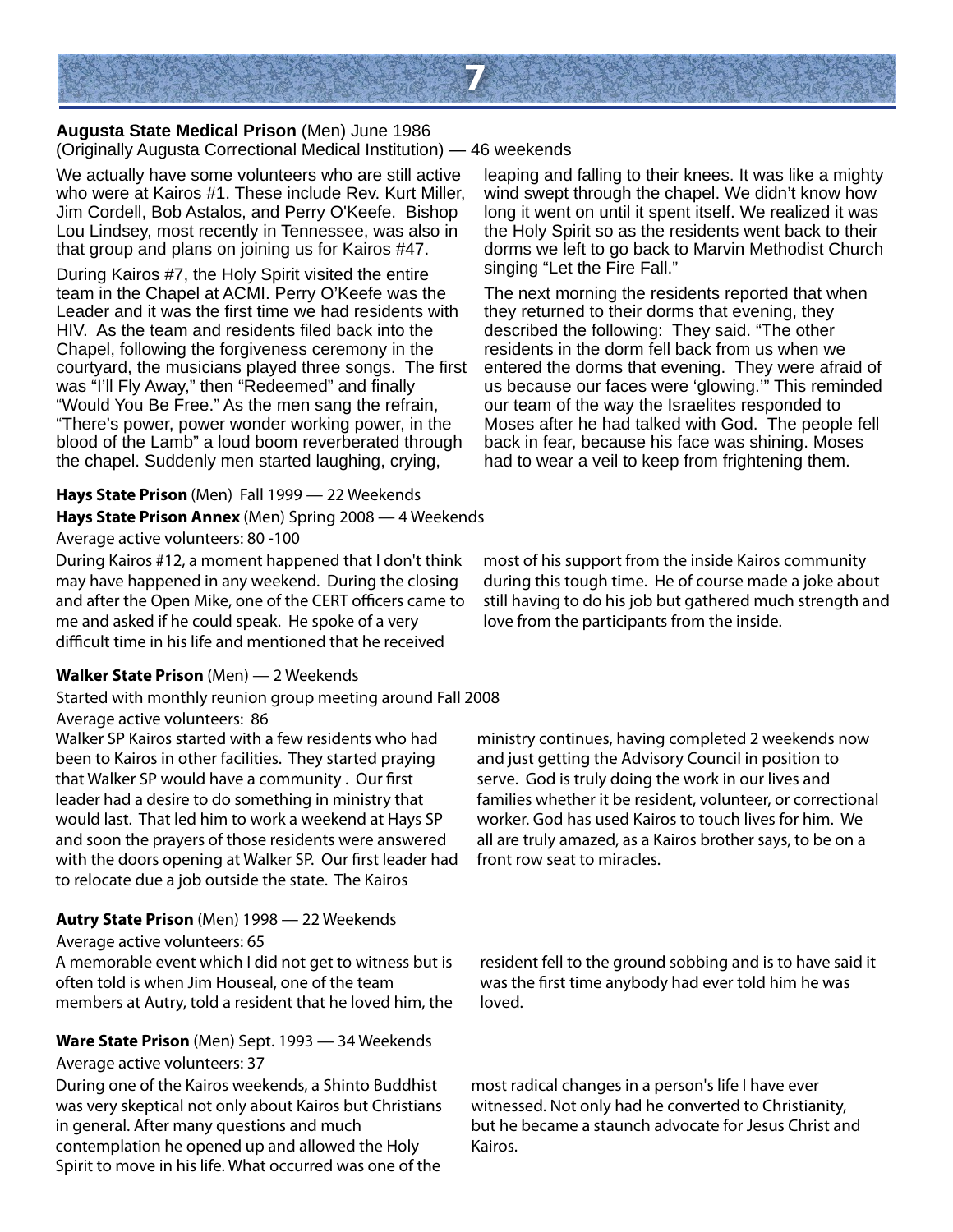**Augusta State Medical Prison** (Men) June 1986
(Originally Augusta Correctional Medical Institution) — 46 weekends

We actually have some volunteers who are still active who were at Kairos #1. These include Rev. Kurt Miller, Jim Cordell, Bob Astalos, and Perry O'Keefe. Bishop Lou Lindsey, most recently in Tennessee, was also in that group and plans on joining us for Kairos #47.

During Kairos #7, the Holy Spirit visited the entire team in the Chapel at ACMI. Perry O'Keefe was the Leader and it was the first time we had residents with HIV. As the team and residents filed back into the Chapel, following the forgiveness ceremony in the courtyard, the musicians played three songs. The first was "I'll Fly Away," then "Redeemed" and finally "Would You Be Free." As the men sang the refrain, "There's power, power wonder working power, in the blood of the Lamb" a loud boom reverberated through the chapel. Suddenly men started laughing, crying, leaping and falling to their knees. It was like a mighty wind swept through the chapel. We didn't know how long it went on until it spent itself. We realized it was the Holy Spirit so as the residents went back to their dorms we left to go back to Marvin Methodist Church singing "Let the Fire Fall."

The next morning the residents reported that when they returned to their dorms that evening, they described the following: They said. "The other residents in the dorm fell back from us when we entered the dorms that evening. They were afraid of us because our faces were 'glowing.'" This reminded our team of the way the Israelites responded to Moses after he had talked with God. The people fell back in fear, because his face was shining. Moses had to wear a veil to keep from frightening them.

**Hays State Prison** (Men) Fall 1999 — 22 Weekends
**Hays State Prison Annex** (Men) Spring 2008 — 4 Weekends
Average active volunteers: 80 -100

During Kairos #12, a moment happened that I don't think may have happened in any weekend. During the closing and after the Open Mike, one of the CERT officers came to me and asked if he could speak. He spoke of a very difficult time in his life and mentioned that he received most of his support from the inside Kairos community during this tough time. He of course made a joke about still having to do his job but gathered much strength and love from the participants from the inside.

**Walker State Prison** (Men) — 2 Weekends
Started with monthly reunion group meeting around Fall 2008
Average active volunteers: 86

Walker SP Kairos started with a few residents who had been to Kairos in other facilities. They started praying that Walker SP would have a community . Our first leader had a desire to do something in ministry that would last. That led him to work a weekend at Hays SP and soon the prayers of those residents were answered with the doors opening at Walker SP. Our first leader had to relocate due a job outside the state. The Kairos ministry continues, having completed 2 weekends now and just getting the Advisory Council in position to serve. God is truly doing the work in our lives and families whether it be resident, volunteer, or correctional worker. God has used Kairos to touch lives for him. We all are truly amazed, as a Kairos brother says, to be on a front row seat to miracles.

**Autry State Prison** (Men) 1998 — 22 Weekends
Average active volunteers: 65

A memorable event which I did not get to witness but is often told is when Jim Houseal, one of the team members at Autry, told a resident that he loved him, the resident fell to the ground sobbing and is to have said it was the first time anybody had ever told him he was loved.

**Ware State Prison** (Men) Sept. 1993 — 34 Weekends
Average active volunteers: 37

During one of the Kairos weekends, a Shinto Buddhist was very skeptical not only about Kairos but Christians in general. After many questions and much contemplation he opened up and allowed the Holy Spirit to move in his life. What occurred was one of the most radical changes in a person's life I have ever witnessed. Not only had he converted to Christianity, but he became a staunch advocate for Jesus Christ and Kairos.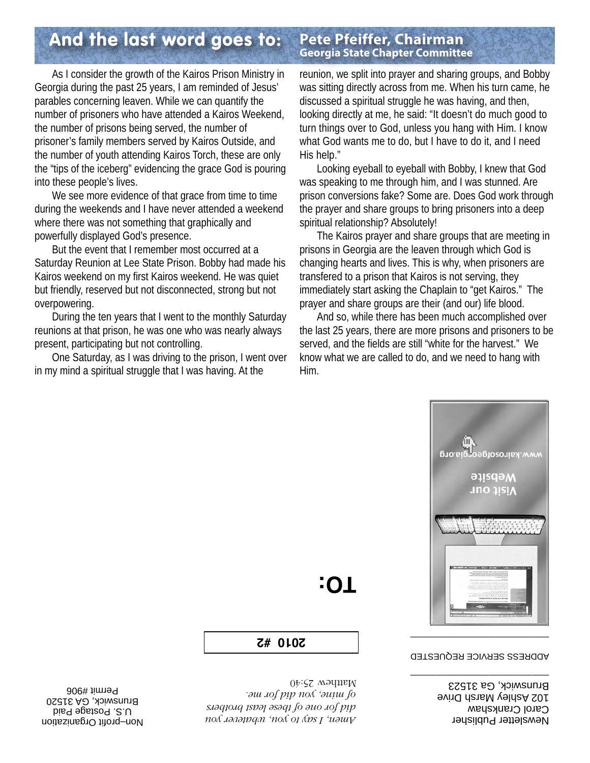## And the last word goes to: Pete Pfeiffer, Chairman

### Georgia State Chapter Committee

As I consider the growth of the Kairos Prison Ministry in Georgia during the past 25 years, I am reminded of Jesus' parables concerning leaven. While we can quantify the number of prisoners who have attended a Kairos Weekend, the number of prisons being served, the number of prisoner's family members served by Kairos Outside, and the number of youth attending Kairos Torch, these are only the "tips of the iceberg" evidencing the grace God is pouring into these people's lives.

We see more evidence of that grace from time to time during the weekends and I have never attended a weekend where there was not something that graphically and powerfully displayed God's presence.

But the event that I remember most occurred at a Saturday Reunion at Lee State Prison. Bobby had made his Kairos weekend on my first Kairos weekend. He was quiet but friendly, reserved but not disconnected, strong but not overpowering.

During the ten years that I went to the monthly Saturday reunions at that prison, he was one who was nearly always present, participating but not controlling.

One Saturday, as I was driving to the prison, I went over in my mind a spiritual struggle that I was having. At the reunion, we split into prayer and sharing groups, and Bobby was sitting directly across from me. When his turn came, he discussed a spiritual struggle he was having, and then, looking directly at me, he said: "It doesn't do much good to turn things over to God, unless you hang with Him. I know what God wants me to do, but I have to do it, and I need His help."

Looking eyeball to eyeball with Bobby, I knew that God was speaking to me through him, and I was stunned. Are prison conversions fake? Some are. Does God work through the prayer and share groups to bring prisoners into a deep spiritual relationship? Absolutely!

The Kairos prayer and share groups that are meeting in prisons in Georgia are the leaven through which God is changing hearts and lives. This is why, when prisoners are transfered to a prison that Kairos is not serving, they immediately start asking the Chaplain to "get Kairos." The prayer and share groups are their (and our) life blood.

And so, while there has been much accomplished over the last 25 years, there are more prisons and prisoners to be served, and the fields are still "white for the harvest." We know what we are called to do, and we need to hang with Him.

Visit our Website

www.kairosofgeorgia.org

TO:

**2010 #2**

*Amen, I say to you, whatever you did for one of these least brothers of mine, you did for me.*
Matthew 25:40

Newsletter Publisher
Carol Crankshaw
102 Ashley Marsh Drive
Brunswick, Ga 31523

ADDRESS SERVICE REQUESTED

Non–profit Organization
U.S. Postage Paid
Brunswick, GA 31520
Permit #906